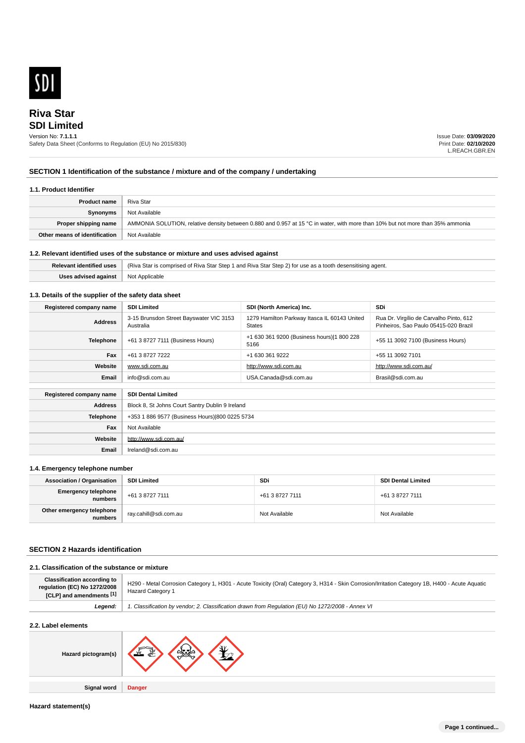SDI

# Riva Star
# SDI Limited

Version No: **7.1.1.1**
Safety Data Sheet (Conforms to Regulation (EU) No 2015/830)

Issue Date: **03/09/2020**
Print Date: **02/10/2020**
L.REACH.GBR.EN

## SECTION 1 Identification of the substance / mixture and of the company / undertaking

### 1.1. Product Identifier

| | |
|---|---|
| **Product name** | Riva Star |
| **Synonyms** | Not Available |
| **Proper shipping name** | AMMONIA SOLUTION, relative density between 0.880 and 0.957 at 15 °C in water, with more than 10% but not more than 35% ammonia |
| **Other means of identification** | Not Available |

### 1.2. Relevant identified uses of the substance or mixture and uses advised against

| | |
|---|---|
| **Relevant identified uses** | (Riva Star is comprised of Riva Star Step 1 and Riva Star Step 2) for use as a tooth desensitising agent. |
| **Uses advised against** | Not Applicable |

### 1.3. Details of the supplier of the safety data sheet

| **Registered company name** | **SDI Limited** | **SDI (North America) Inc.** | **SDi** |
|---|---|---|---|
| **Address** | 3-15 Brunsdon Street Bayswater VIC 3153 Australia | 1279 Hamilton Parkway Itasca IL 60143 United States | Rua Dr. Virgílio de Carvalho Pinto, 612 Pinheiros, Sao Paulo 05415-020 Brazil |
| **Telephone** | +61 3 8727 7111 (Business Hours) | +1 630 361 9200 (Business hours)\|1 800 228 5166 | +55 11 3092 7100 (Business Hours) |
| **Fax** | +61 3 8727 7222 | +1 630 361 9222 | +55 11 3092 7101 |
| **Website** | www.sdi.com.au | http://www.sdi.com.au | http://www.sdi.com.au/ |
| **Email** | info@sdi.com.au | USA.Canada@sdi.com.au | Brasil@sdi.com.au |

| **Registered company name** | **SDI Dental Limited** |
|---|---|
| **Address** | Block 8, St Johns Court Santry Dublin 9 Ireland |
| **Telephone** | +353 1 886 9577 (Business Hours)\|800 0225 5734 |
| **Fax** | Not Available |
| **Website** | http://www.sdi.com.au/ |
| **Email** | Ireland@sdi.com.au |

### 1.4. Emergency telephone number

| **Association / Organisation** | **SDI Limited** | **SDi** | **SDI Dental Limited** |
|---|---|---|---|
| **Emergency telephone numbers** | +61 3 8727 7111 | +61 3 8727 7111 | +61 3 8727 7111 |
| **Other emergency telephone numbers** | ray.cahill@sdi.com.au | Not Available | Not Available |

## SECTION 2 Hazards identification

### 2.1. Classification of the substance or mixture

| | |
|---|---|
| **Classification according to regulation (EC) No 1272/2008 [CLP] and amendments [1]** | H290 - Metal Corrosion Category 1, H301 - Acute Toxicity (Oral) Category 3, H314 - Skin Corrosion/Irritation Category 1B, H400 - Acute Aquatic Hazard Category 1 |
| ***Legend:*** | *1. Classification by vendor; 2. Classification drawn from Regulation (EU) No 1272/2008 - Annex VI* |

### 2.2. Label elements

| | |
|---|---|
| **Hazard pictogram(s)** | |
| **Signal word** | **Danger** |

**Hazard statement(s)**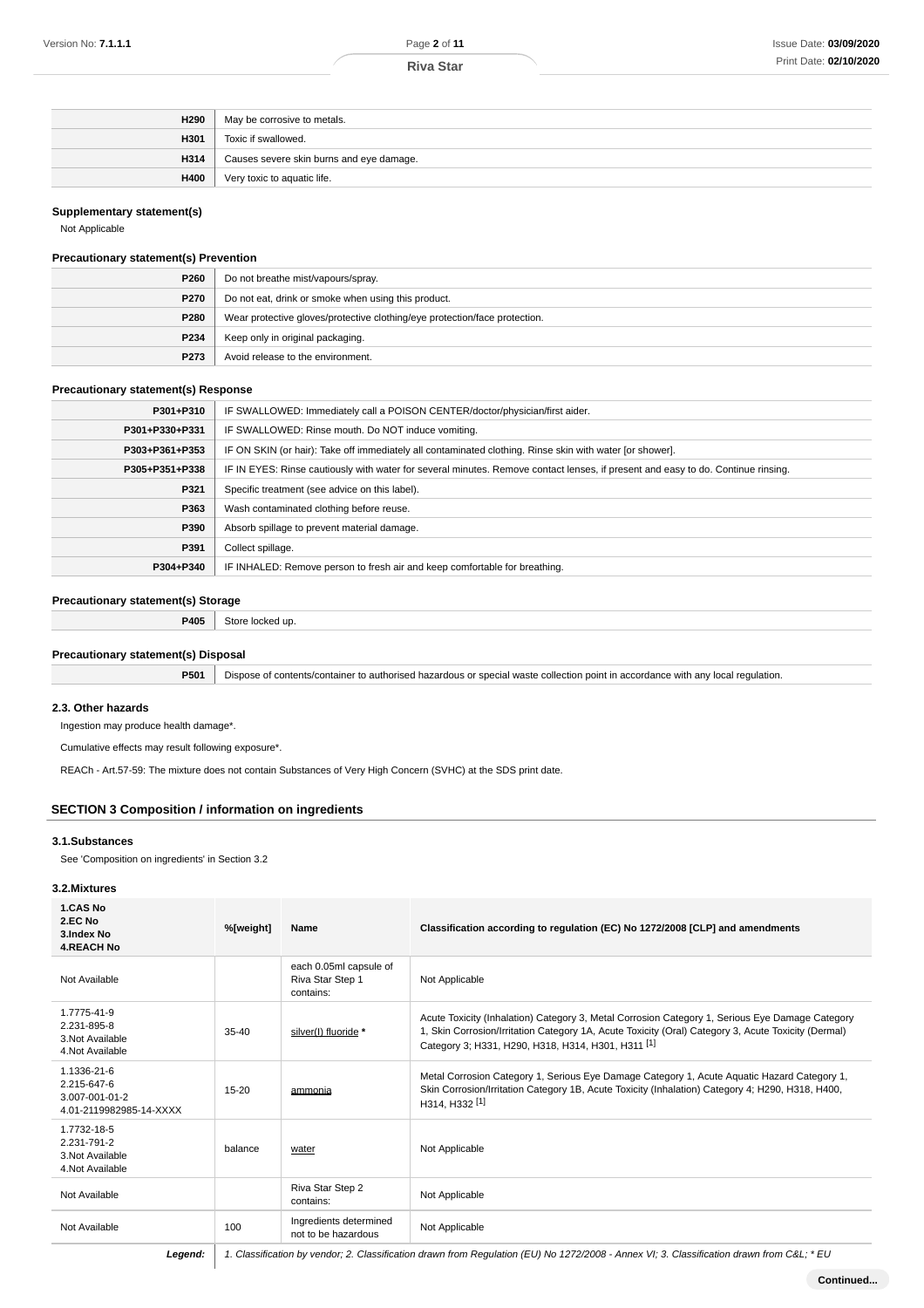| | |
|---|---|
| **H290** | May be corrosive to metals. |
| **H301** | Toxic if swallowed. |
| **H314** | Causes severe skin burns and eye damage. |
| **H400** | Very toxic to aquatic life. |

### Supplementary statement(s)

Not Applicable

### Precautionary statement(s) Prevention

| | |
|---|---|
| **P260** | Do not breathe mist/vapours/spray. |
| **P270** | Do not eat, drink or smoke when using this product. |
| **P280** | Wear protective gloves/protective clothing/eye protection/face protection. |
| **P234** | Keep only in original packaging. |
| **P273** | Avoid release to the environment. |

### Precautionary statement(s) Response

| | |
|---|---|
| **P301+P310** | IF SWALLOWED: Immediately call a POISON CENTER/doctor/physician/first aider. |
| **P301+P330+P331** | IF SWALLOWED: Rinse mouth. Do NOT induce vomiting. |
| **P303+P361+P353** | IF ON SKIN (or hair): Take off immediately all contaminated clothing. Rinse skin with water [or shower]. |
| **P305+P351+P338** | IF IN EYES: Rinse cautiously with water for several minutes. Remove contact lenses, if present and easy to do. Continue rinsing. |
| **P321** | Specific treatment (see advice on this label). |
| **P363** | Wash contaminated clothing before reuse. |
| **P390** | Absorb spillage to prevent material damage. |
| **P391** | Collect spillage. |
| **P304+P340** | IF INHALED: Remove person to fresh air and keep comfortable for breathing. |

### Precautionary statement(s) Storage

| | |
|---|---|
| **P405** | Store locked up. |

### Precautionary statement(s) Disposal

| | |
|---|---|
| **P501** | Dispose of contents/container to authorised hazardous or special waste collection point in accordance with any local regulation. |

### 2.3. Other hazards

Ingestion may produce health damage*.

Cumulative effects may result following exposure*.

REACh - Art.57-59: The mixture does not contain Substances of Very High Concern (SVHC) at the SDS print date.

## SECTION 3 Composition / information on ingredients

### 3.1.Substances

See 'Composition on ingredients' in Section 3.2

### 3.2.Mixtures

| 1.CAS No<br>2.EC No<br>3.Index No<br>4.REACH No | %[weight] | Name | Classification according to regulation (EC) No 1272/2008 [CLP] and amendments |
|---|---|---|---|
| Not Available | | each 0.05ml capsule of Riva Star Step 1 contains: | Not Applicable |
| 1.7775-41-9<br>2.231-895-8<br>3.Not Available<br>4.Not Available | 35-40 | silver(I) fluoride * | Acute Toxicity (Inhalation) Category 3, Metal Corrosion Category 1, Serious Eye Damage Category 1, Skin Corrosion/Irritation Category 1A, Acute Toxicity (Oral) Category 3, Acute Toxicity (Dermal) Category 3; H331, H290, H318, H314, H301, H311 [1] |
| 1.1336-21-6<br>2.215-647-6<br>3.007-001-01-2<br>4.01-2119982985-14-XXXX | 15-20 | ammonia | Metal Corrosion Category 1, Serious Eye Damage Category 1, Acute Aquatic Hazard Category 1, Skin Corrosion/Irritation Category 1B, Acute Toxicity (Inhalation) Category 4; H290, H318, H400, H314, H332 [1] |
| 1.7732-18-5<br>2.231-791-2<br>3.Not Available<br>4.Not Available | balance | water | Not Applicable |
| Not Available | | Riva Star Step 2 contains: | Not Applicable |
| Not Available | 100 | Ingredients determined not to be hazardous | Not Applicable |
| **Legend:** | *1. Classification by vendor; 2. Classification drawn from Regulation (EU) No 1272/2008 - Annex VI; 3. Classification drawn from C&L; * EU* | | |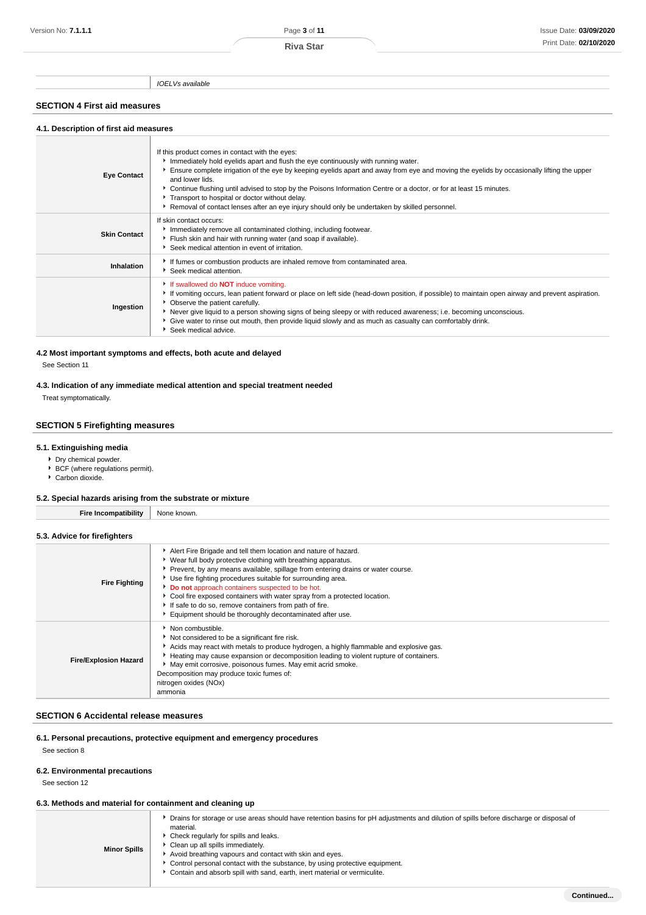| | IOELVs available |
|---|---|

## SECTION 4 First aid measures

### 4.1. Description of first aid measures

| | |
|---|---|
| **Eye Contact** | If this product comes in contact with the eyes:<br>▸ Immediately hold eyelids apart and flush the eye continuously with running water.<br>▸ Ensure complete irrigation of the eye by keeping eyelids apart and away from eye and moving the eyelids by occasionally lifting the upper and lower lids.<br>▸ Continue flushing until advised to stop by the Poisons Information Centre or a doctor, or for at least 15 minutes.<br>▸ Transport to hospital or doctor without delay.<br>▸ Removal of contact lenses after an eye injury should only be undertaken by skilled personnel. |
| **Skin Contact** | If skin contact occurs:<br>▸ Immediately remove all contaminated clothing, including footwear.<br>▸ Flush skin and hair with running water (and soap if available).<br>▸ Seek medical attention in event of irritation. |
| **Inhalation** | ▸ If fumes or combustion products are inhaled remove from contaminated area.<br>▸ Seek medical attention. |
| **Ingestion** | ▸ If swallowed do **NOT** induce vomiting.<br>▸ If vomiting occurs, lean patient forward or place on left side (head-down position, if possible) to maintain open airway and prevent aspiration.<br>▸ Observe the patient carefully.<br>▸ Never give liquid to a person showing signs of being sleepy or with reduced awareness; i.e. becoming unconscious.<br>▸ Give water to rinse out mouth, then provide liquid slowly and as much as casualty can comfortably drink.<br>▸ Seek medical advice. |

### 4.2 Most important symptoms and effects, both acute and delayed

See Section 11

### 4.3. Indication of any immediate medical attention and special treatment needed

Treat symptomatically.

## SECTION 5 Firefighting measures

### 5.1. Extinguishing media

- Dry chemical powder.
- BCF (where regulations permit).
- Carbon dioxide.

### 5.2. Special hazards arising from the substrate or mixture

| | |
|---|---|
| **Fire Incompatibility** | None known. |

### 5.3. Advice for firefighters

| | |
|---|---|
| **Fire Fighting** | ▸ Alert Fire Brigade and tell them location and nature of hazard.<br>▸ Wear full body protective clothing with breathing apparatus.<br>▸ Prevent, by any means available, spillage from entering drains or water course.<br>▸ Use fire fighting procedures suitable for surrounding area.<br>▸ **Do not** approach containers suspected to be hot.<br>▸ Cool fire exposed containers with water spray from a protected location.<br>▸ If safe to do so, remove containers from path of fire.<br>▸ Equipment should be thoroughly decontaminated after use. |
| **Fire/Explosion Hazard** | ▸ Non combustible.<br>▸ Not considered to be a significant fire risk.<br>▸ Acids may react with metals to produce hydrogen, a highly flammable and explosive gas.<br>▸ Heating may cause expansion or decomposition leading to violent rupture of containers.<br>▸ May emit corrosive, poisonous fumes. May emit acrid smoke.<br>Decomposition may produce toxic fumes of:<br>nitrogen oxides (NOx)<br>ammonia |

## SECTION 6 Accidental release measures

### 6.1. Personal precautions, protective equipment and emergency procedures

See section 8

### 6.2. Environmental precautions

See section 12

### 6.3. Methods and material for containment and cleaning up

| | |
|---|---|
| **Minor Spills** | ▸ Drains for storage or use areas should have retention basins for pH adjustments and dilution of spills before discharge or disposal of material.<br>▸ Check regularly for spills and leaks.<br>▸ Clean up all spills immediately.<br>▸ Avoid breathing vapours and contact with skin and eyes.<br>▸ Control personal contact with the substance, by using protective equipment.<br>▸ Contain and absorb spill with sand, earth, inert material or vermiculite. |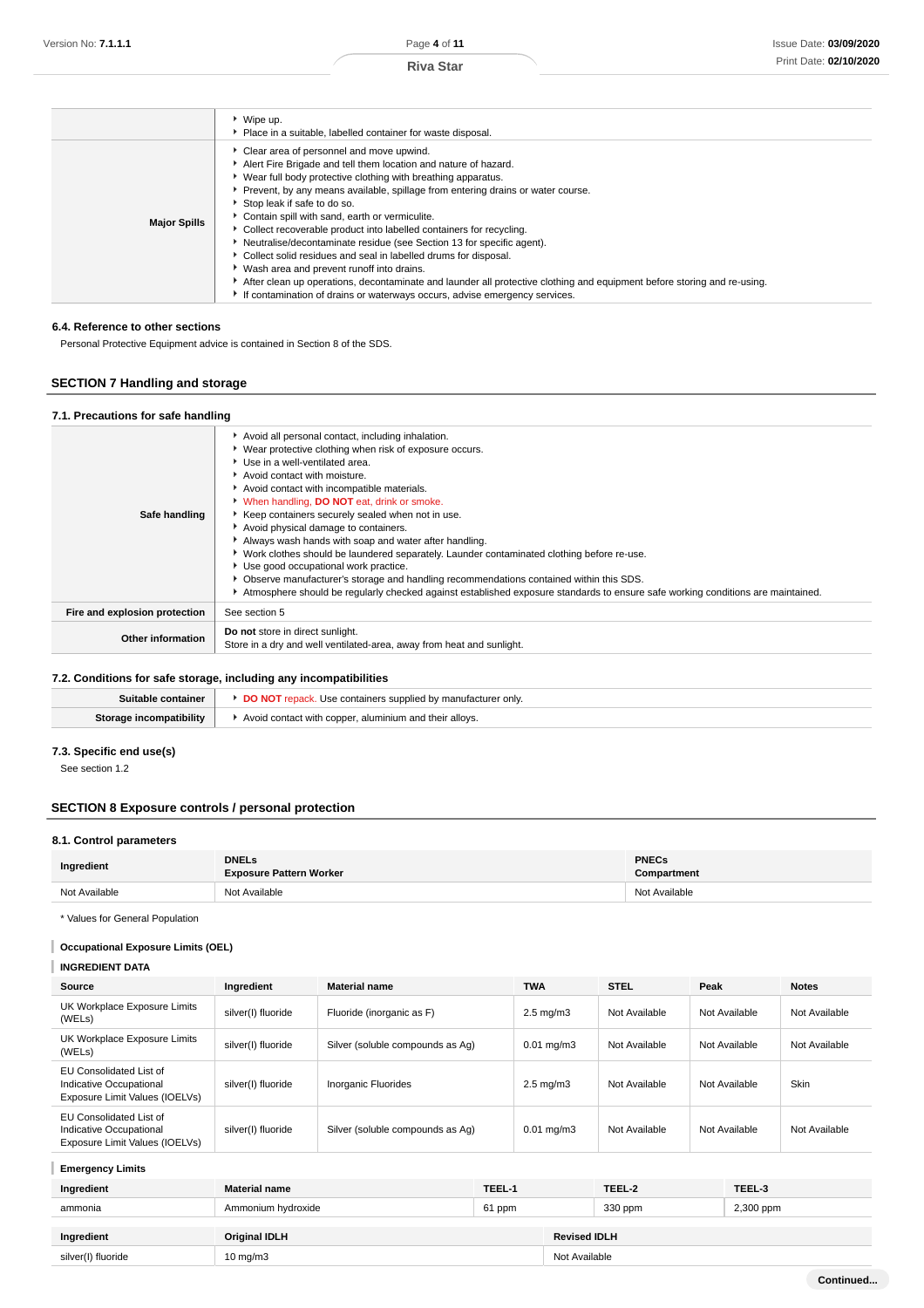| | |
|---|---|
| | - Wipe up.<br>- Place in a suitable, labelled container for waste disposal. |
| **Major Spills** | - Clear area of personnel and move upwind.<br>- Alert Fire Brigade and tell them location and nature of hazard.<br>- Wear full body protective clothing with breathing apparatus.<br>- Prevent, by any means available, spillage from entering drains or water course.<br>- Stop leak if safe to do so.<br>- Contain spill with sand, earth or vermiculite.<br>- Collect recoverable product into labelled containers for recycling.<br>- Neutralise/decontaminate residue (see Section 13 for specific agent).<br>- Collect solid residues and seal in labelled drums for disposal.<br>- Wash area and prevent runoff into drains.<br>- After clean up operations, decontaminate and launder all protective clothing and equipment before storing and re-using.<br>- If contamination of drains or waterways occurs, advise emergency services. |

### 6.4. Reference to other sections

Personal Protective Equipment advice is contained in Section 8 of the SDS.

## SECTION 7 Handling and storage

### 7.1. Precautions for safe handling

| | |
|---|---|
| **Safe handling** | - Avoid all personal contact, including inhalation.<br>- Wear protective clothing when risk of exposure occurs.<br>- Use in a well-ventilated area.<br>- Avoid contact with moisture.<br>- Avoid contact with incompatible materials.<br>- When handling, **DO NOT** eat, drink or smoke.<br>- Keep containers securely sealed when not in use.<br>- Avoid physical damage to containers.<br>- Always wash hands with soap and water after handling.<br>- Work clothes should be laundered separately. Launder contaminated clothing before re-use.<br>- Use good occupational work practice.<br>- Observe manufacturer's storage and handling recommendations contained within this SDS.<br>- Atmosphere should be regularly checked against established exposure standards to ensure safe working conditions are maintained. |
| **Fire and explosion protection** | See section 5 |
| **Other information** | **Do not** store in direct sunlight.<br>Store in a dry and well ventilated-area, away from heat and sunlight. |

### 7.2. Conditions for safe storage, including any incompatibilities

| | |
|---|---|
| **Suitable container** | - **DO NOT** repack. Use containers supplied by manufacturer only. |
| **Storage incompatibility** | - Avoid contact with copper, aluminium and their alloys. |

### 7.3. Specific end use(s)

See section 1.2

## SECTION 8 Exposure controls / personal protection

### 8.1. Control parameters

| Ingredient | DNELs<br>Exposure Pattern Worker | PNECs<br>Compartment |
|---|---|---|
| Not Available | Not Available | Not Available |

\* Values for General Population

**Occupational Exposure Limits (OEL)**

**INGREDIENT DATA**

| Source | Ingredient | Material name | TWA | STEL | Peak | Notes |
|---|---|---|---|---|---|---|
| UK Workplace Exposure Limits (WELs) | silver(I) fluoride | Fluoride (inorganic as F) | 2.5 mg/m3 | Not Available | Not Available | Not Available |
| UK Workplace Exposure Limits (WELs) | silver(I) fluoride | Silver (soluble compounds as Ag) | 0.01 mg/m3 | Not Available | Not Available | Not Available |
| EU Consolidated List of Indicative Occupational Exposure Limit Values (IOELVs) | silver(I) fluoride | Inorganic Fluorides | 2.5 mg/m3 | Not Available | Not Available | Skin |
| EU Consolidated List of Indicative Occupational Exposure Limit Values (IOELVs) | silver(I) fluoride | Silver (soluble compounds as Ag) | 0.01 mg/m3 | Not Available | Not Available | Not Available |

**Emergency Limits**

| Ingredient | Material name | TEEL-1 | TEEL-2 | TEEL-3 |
|---|---|---|---|---|
| ammonia | Ammonium hydroxide | 61 ppm | 330 ppm | 2,300 ppm |

| Ingredient | Original IDLH | Revised IDLH |
|---|---|---|
| silver(I) fluoride | 10 mg/m3 | Not Available |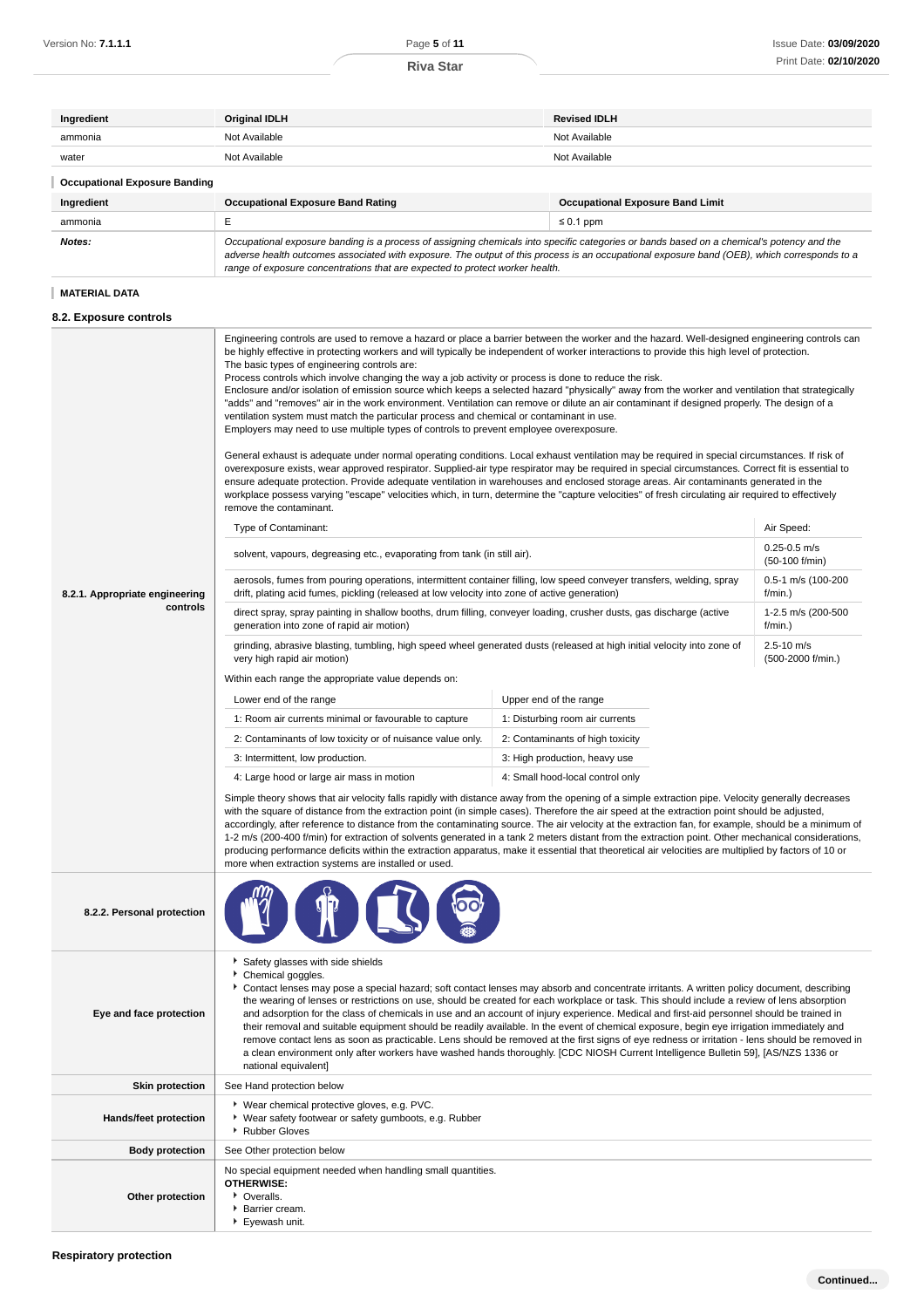| Ingredient | Original IDLH | Revised IDLH |
|---|---|---|
| ammonia | Not Available | Not Available |
| water | Not Available | Not Available |

### Occupational Exposure Banding

| Ingredient | Occupational Exposure Band Rating | Occupational Exposure Band Limit |
|---|---|---|
| ammonia | E | ≤ 0.1 ppm |
| **Notes:** | *Occupational exposure banding is a process of assigning chemicals into specific categories or bands based on a chemical's potency and the adverse health outcomes associated with exposure. The output of this process is an occupational exposure band (OEB), which corresponds to a range of exposure concentrations that are expected to protect worker health.* | |

### MATERIAL DATA

## 8.2. Exposure controls

### 8.2.1. Appropriate engineering controls

Engineering controls are used to remove a hazard or place a barrier between the worker and the hazard. Well-designed engineering controls can be highly effective in protecting workers and will typically be independent of worker interactions to provide this high level of protection.
The basic types of engineering controls are:
Process controls which involve changing the way a job activity or process is done to reduce the risk.
Enclosure and/or isolation of emission source which keeps a selected hazard "physically" away from the worker and ventilation that strategically "adds" and "removes" air in the work environment. Ventilation can remove or dilute an air contaminant if designed properly. The design of a ventilation system must match the particular process and chemical or contaminant in use.
Employers may need to use multiple types of controls to prevent employee overexposure.

General exhaust is adequate under normal operating conditions. Local exhaust ventilation may be required in special circumstances. If risk of overexposure exists, wear approved respirator. Supplied-air type respirator may be required in special circumstances. Correct fit is essential to ensure adequate protection. Provide adequate ventilation in warehouses and enclosed storage areas. Air contaminants generated in the workplace possess varying "escape" velocities which, in turn, determine the "capture velocities" of fresh circulating air required to effectively remove the contaminant.

| Type of Contaminant: | Air Speed: |
|---|---|
| solvent, vapours, degreasing etc., evaporating from tank (in still air). | 0.25-0.5 m/s (50-100 f/min) |
| aerosols, fumes from pouring operations, intermittent container filling, low speed conveyer transfers, welding, spray drift, plating acid fumes, pickling (released at low velocity into zone of active generation) | 0.5-1 m/s (100-200 f/min.) |
| direct spray, spray painting in shallow booths, drum filling, conveyer loading, crusher dusts, gas discharge (active generation into zone of rapid air motion) | 1-2.5 m/s (200-500 f/min.) |
| grinding, abrasive blasting, tumbling, high speed wheel generated dusts (released at high initial velocity into zone of very high rapid air motion) | 2.5-10 m/s (500-2000 f/min.) |

Within each range the appropriate value depends on:

| Lower end of the range | Upper end of the range |
|---|---|
| 1: Room air currents minimal or favourable to capture | 1: Disturbing room air currents |
| 2: Contaminants of low toxicity or of nuisance value only. | 2: Contaminants of high toxicity |
| 3: Intermittent, low production. | 3: High production, heavy use |
| 4: Large hood or large air mass in motion | 4: Small hood-local control only |

Simple theory shows that air velocity falls rapidly with distance away from the opening of a simple extraction pipe. Velocity generally decreases with the square of distance from the extraction point (in simple cases). Therefore the air speed at the extraction point should be adjusted, accordingly, after reference to distance from the contaminating source. The air velocity at the extraction fan, for example, should be a minimum of 1-2 m/s (200-400 f/min) for extraction of solvents generated in a tank 2 meters distant from the extraction point. Other mechanical considerations, producing performance deficits within the extraction apparatus, make it essential that theoretical air velocities are multiplied by factors of 10 or more when extraction systems are installed or used.

### 8.2.2. Personal protection

### Eye and face protection

- Safety glasses with side shields
- Chemical goggles.
- Contact lenses may pose a special hazard; soft contact lenses may absorb and concentrate irritants. A written policy document, describing the wearing of lenses or restrictions on use, should be created for each workplace or task. This should include a review of lens absorption and adsorption for the class of chemicals in use and an account of injury experience. Medical and first-aid personnel should be trained in their removal and suitable equipment should be readily available. In the event of chemical exposure, begin eye irrigation immediately and remove contact lens as soon as practicable. Lens should be removed at the first signs of eye redness or irritation - lens should be removed in a clean environment only after workers have washed hands thoroughly. [CDC NIOSH Current Intelligence Bulletin 59], [AS/NZS 1336 or national equivalent]

### Skin protection

See Hand protection below

### Hands/feet protection

- Wear chemical protective gloves, e.g. PVC.
- Wear safety footwear or safety gumboots, e.g. Rubber
- Rubber Gloves

### Body protection

See Other protection below

### Other protection

No special equipment needed when handling small quantities.
**OTHERWISE:**
- Overalls.
- Barrier cream.
- Eyewash unit.

### Respiratory protection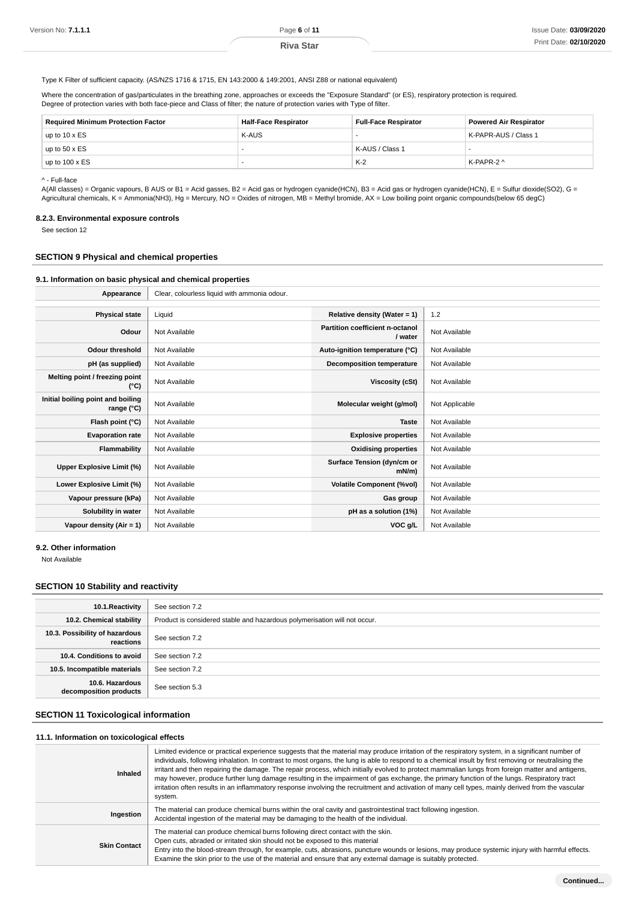Type K Filter of sufficient capacity. (AS/NZS 1716 & 1715, EN 143:2000 & 149:2001, ANSI Z88 or national equivalent)

Where the concentration of gas/particulates in the breathing zone, approaches or exceeds the "Exposure Standard" (or ES), respiratory protection is required.
Degree of protection varies with both face-piece and Class of filter; the nature of protection varies with Type of filter.

| Required Minimum Protection Factor | Half-Face Respirator | Full-Face Respirator | Powered Air Respirator |
|---|---|---|---|
| up to 10 x ES | K-AUS | - | K-PAPR-AUS / Class 1 |
| up to 50 x ES | - | K-AUS / Class 1 | - |
| up to 100 x ES | - | K-2 | K-PAPR-2 ^ |

^ - Full-face

A(All classes) = Organic vapours, B AUS or B1 = Acid gasses, B2 = Acid gas or hydrogen cyanide(HCN), B3 = Acid gas or hydrogen cyanide(HCN), E = Sulfur dioxide(SO2), G = Agricultural chemicals, K = Ammonia(NH3), Hg = Mercury, NO = Oxides of nitrogen, MB = Methyl bromide, AX = Low boiling point organic compounds(below 65 degC)

#### 8.2.3. Environmental exposure controls

See section 12

## SECTION 9 Physical and chemical properties

### 9.1. Information on basic physical and chemical properties

| Appearance | Clear, colourless liquid with ammonia odour. | | |
|---|---|---|---|
| **Physical state** | Liquid | **Relative density (Water = 1)** | 1.2 |
| **Odour** | Not Available | **Partition coefficient n-octanol / water** | Not Available |
| **Odour threshold** | Not Available | **Auto-ignition temperature (°C)** | Not Available |
| **pH (as supplied)** | Not Available | **Decomposition temperature** | Not Available |
| **Melting point / freezing point (°C)** | Not Available | **Viscosity (cSt)** | Not Available |
| **Initial boiling point and boiling range (°C)** | Not Available | **Molecular weight (g/mol)** | Not Applicable |
| **Flash point (°C)** | Not Available | **Taste** | Not Available |
| **Evaporation rate** | Not Available | **Explosive properties** | Not Available |
| **Flammability** | Not Available | **Oxidising properties** | Not Available |
| **Upper Explosive Limit (%)** | Not Available | **Surface Tension (dyn/cm or mN/m)** | Not Available |
| **Lower Explosive Limit (%)** | Not Available | **Volatile Component (%vol)** | Not Available |
| **Vapour pressure (kPa)** | Not Available | **Gas group** | Not Available |
| **Solubility in water** | Not Available | **pH as a solution (1%)** | Not Available |
| **Vapour density (Air = 1)** | Not Available | **VOC g/L** | Not Available |

### 9.2. Other information

Not Available

## SECTION 10 Stability and reactivity

| | |
|---|---|
| **10.1.Reactivity** | See section 7.2 |
| **10.2. Chemical stability** | Product is considered stable and hazardous polymerisation will not occur. |
| **10.3. Possibility of hazardous reactions** | See section 7.2 |
| **10.4. Conditions to avoid** | See section 7.2 |
| **10.5. Incompatible materials** | See section 7.2 |
| **10.6. Hazardous decomposition products** | See section 5.3 |

## SECTION 11 Toxicological information

### 11.1. Information on toxicological effects

| | |
|---|---|
| **Inhaled** | Limited evidence or practical experience suggests that the material may produce irritation of the respiratory system, in a significant number of individuals, following inhalation. In contrast to most organs, the lung is able to respond to a chemical insult by first removing or neutralising the irritant and then repairing the damage. The repair process, which initially evolved to protect mammalian lungs from foreign matter and antigens, may however, produce further lung damage resulting in the impairment of gas exchange, the primary function of the lungs. Respiratory tract irritation often results in an inflammatory response involving the recruitment and activation of many cell types, mainly derived from the vascular system. |
| **Ingestion** | The material can produce chemical burns within the oral cavity and gastrointestinal tract following ingestion.<br>Accidental ingestion of the material may be damaging to the health of the individual. |
| **Skin Contact** | The material can produce chemical burns following direct contact with the skin.<br>Open cuts, abraded or irritated skin should not be exposed to this material<br>Entry into the blood-stream through, for example, cuts, abrasions, puncture wounds or lesions, may produce systemic injury with harmful effects. Examine the skin prior to the use of the material and ensure that any external damage is suitably protected. |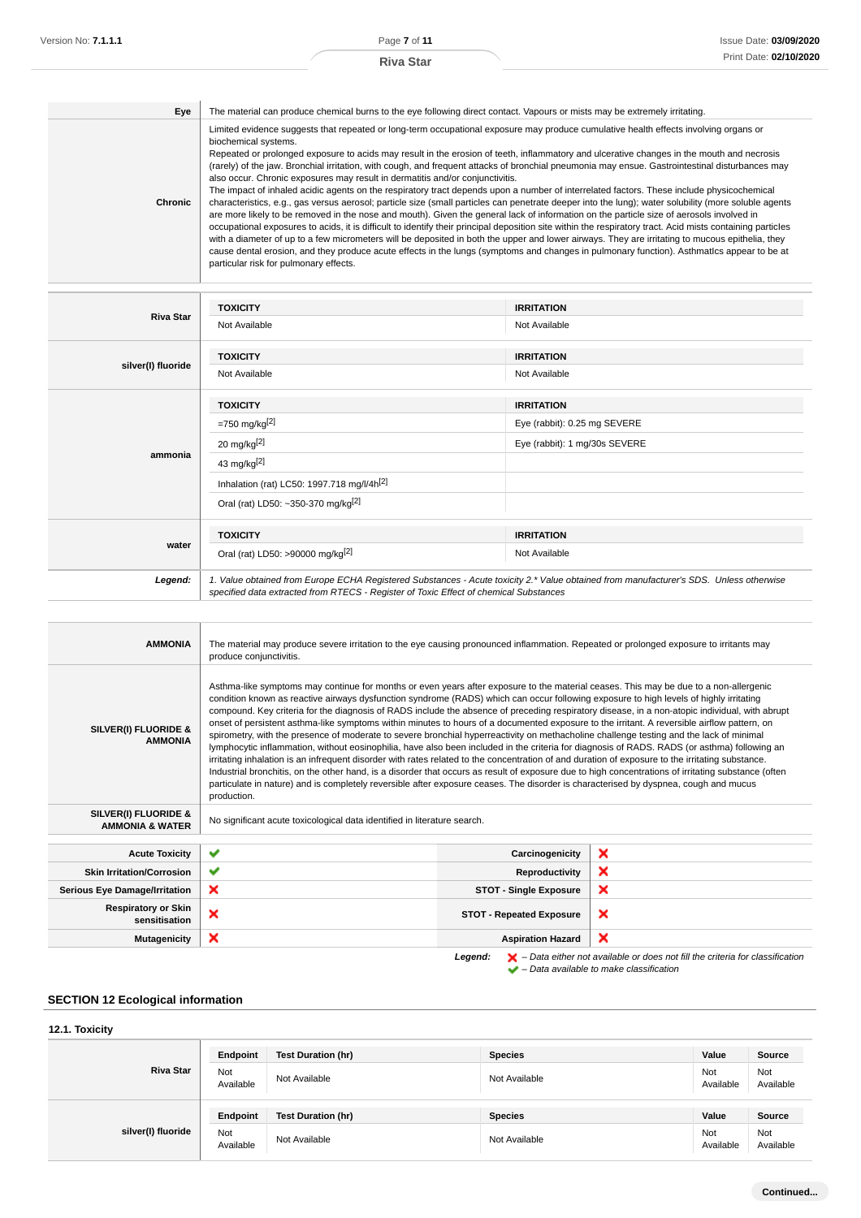| | |
|---|---|
| **Eye** | The material can produce chemical burns to the eye following direct contact. Vapours or mists may be extremely irritating. |
| **Chronic** | Limited evidence suggests that repeated or long-term occupational exposure may produce cumulative health effects involving organs or biochemical systems.<br>Repeated or prolonged exposure to acids may result in the erosion of teeth, inflammatory and ulcerative changes in the mouth and necrosis (rarely) of the jaw. Bronchial irritation, with cough, and frequent attacks of bronchial pneumonia may ensue. Gastrointestinal disturbances may also occur. Chronic exposures may result in dermatitis and/or conjunctivitis.<br>The impact of inhaled acidic agents on the respiratory tract depends upon a number of interrelated factors. These include physicochemical characteristics, e.g., gas versus aerosol; particle size (small particles can penetrate deeper into the lung); water solubility (more soluble agents are more likely to be removed in the nose and mouth). Given the general lack of information on the particle size of aerosols involved in occupational exposures to acids, it is difficult to identify their principal deposition site within the respiratory tract. Acid mists containing particles with a diameter of up to a few micrometers will be deposited in both the upper and lower airways. They are irritating to mucous epithelia, they cause dental erosion, and they produce acute effects in the lungs (symptoms and changes in pulmonary function). Asthmatics appear to be at particular risk for pulmonary effects. |

| | TOXICITY | IRRITATION |
|---|---|---|
| **Riva Star** | Not Available | Not Available |
| **silver(I) fluoride** | **TOXICITY** | **IRRITATION** |
| | Not Available | Not Available |
| **ammonia** | **TOXICITY** | **IRRITATION** |
| | =750 mg/kg[2] | Eye (rabbit): 0.25 mg SEVERE |
| | 20 mg/kg[2] | Eye (rabbit): 1 mg/30s SEVERE |
| | 43 mg/kg[2] | |
| | Inhalation (rat) LC50: 1997.718 mg/l/4h[2] | |
| | Oral (rat) LD50: ~350-370 mg/kg[2] | |
| **water** | **TOXICITY** | **IRRITATION** |
| | Oral (rat) LD50: >90000 mg/kg[2] | Not Available |
| ***Legend:*** | *1. Value obtained from Europe ECHA Registered Substances - Acute toxicity 2.\* Value obtained from manufacturer's SDS. Unless otherwise specified data extracted from RTECS - Register of Toxic Effect of chemical Substances* | |

| | |
|---|---|
| **AMMONIA** | The material may produce severe irritation to the eye causing pronounced inflammation. Repeated or prolonged exposure to irritants may produce conjunctivitis. |
| **SILVER(I) FLUORIDE & AMMONIA** | Asthma-like symptoms may continue for months or even years after exposure to the material ceases. This may be due to a non-allergenic condition known as reactive airways dysfunction syndrome (RADS) which can occur following exposure to high levels of highly irritating compound. Key criteria for the diagnosis of RADS include the absence of preceding respiratory disease, in a non-atopic individual, with abrupt onset of persistent asthma-like symptoms within minutes to hours of a documented exposure to the irritant. A reversible airflow pattern, on spirometry, with the presence of moderate to severe bronchial hyperreactivity on methacholine challenge testing and the lack of minimal lymphocytic inflammation, without eosinophilia, have also been included in the criteria for diagnosis of RADS. RADS (or asthma) following an irritating inhalation is an infrequent disorder with rates related to the concentration of and duration of exposure to the irritating substance. Industrial bronchitis, on the other hand, is a disorder that occurs as result of exposure due to high concentrations of irritating substance (often particulate in nature) and is completely reversible after exposure ceases. The disorder is characterised by dyspnea, cough and mucus production. |
| **SILVER(I) FLUORIDE & AMMONIA & WATER** | No significant acute toxicological data identified in literature search. |

| | | | |
|---|---|---|---|
| **Acute Toxicity** | ✔ | **Carcinogenicity** | ✘ |
| **Skin Irritation/Corrosion** | ✔ | **Reproductivity** | ✘ |
| **Serious Eye Damage/Irritation** | ✘ | **STOT - Single Exposure** | ✘ |
| **Respiratory or Skin sensitisation** | ✘ | **STOT - Repeated Exposure** | ✘ |
| **Mutagenicity** | ✘ | **Aspiration Hazard** | ✘ |

***Legend:*** ✘ *– Data either not available or does not fill the criteria for classification*
✔ *– Data available to make classification*

## SECTION 12 Ecological information

### 12.1. Toxicity

| | Endpoint | Test Duration (hr) | Species | Value | Source |
|---|---|---|---|---|---|
| **Riva Star** | Not Available | Not Available | Not Available | Not Available | Not Available |
| **silver(I) fluoride** | **Endpoint** | **Test Duration (hr)** | **Species** | **Value** | **Source** |
| | Not Available | Not Available | Not Available | Not Available | Not Available |

**Continued...**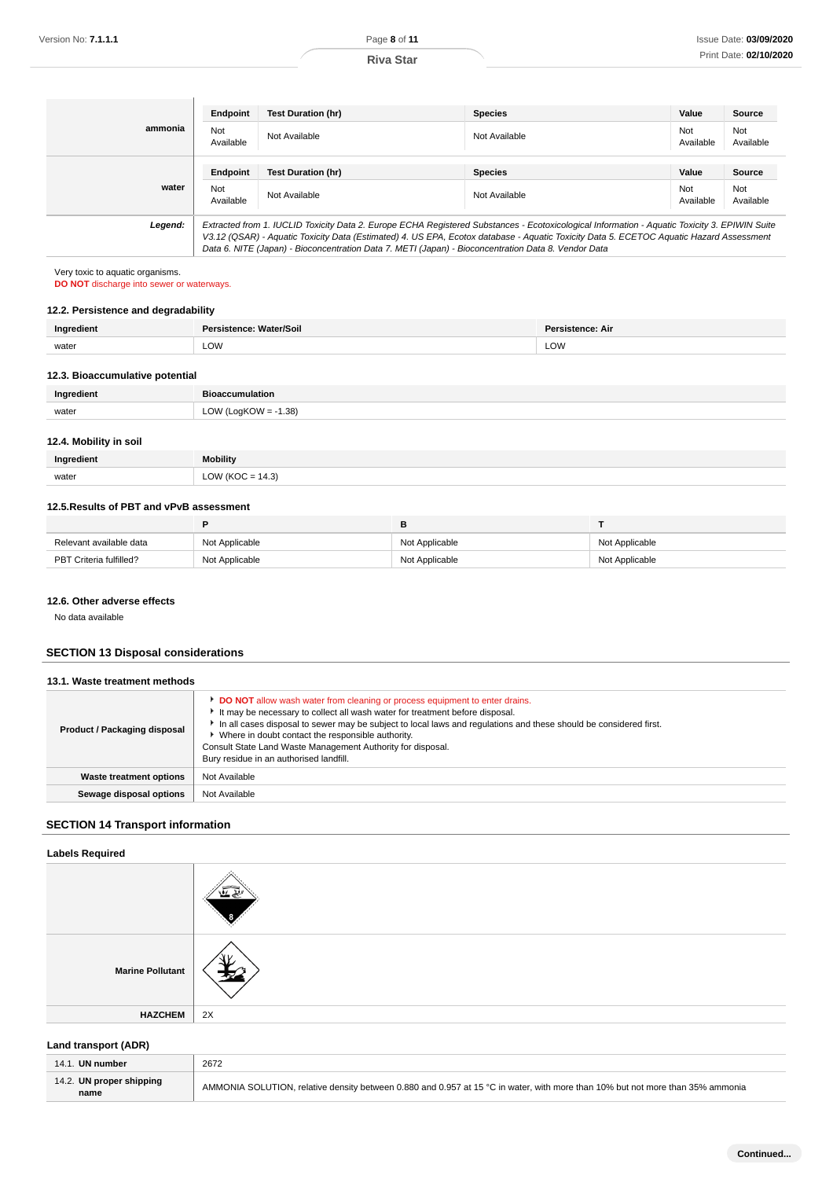| | Endpoint | Test Duration (hr) | Species | Value | Source |
|---|---|---|---|---|---|
| **ammonia** | Not Available | Not Available | Not Available | Not Available | Not Available |

| | Endpoint | Test Duration (hr) | Species | Value | Source |
|---|---|---|---|---|---|
| **water** | Not Available | Not Available | Not Available | Not Available | Not Available |

| | |
|---|---|
| ***Legend:*** | *Extracted from 1. IUCLID Toxicity Data 2. Europe ECHA Registered Substances - Ecotoxicological Information - Aquatic Toxicity 3. EPIWIN Suite V3.12 (QSAR) - Aquatic Toxicity Data (Estimated) 4. US EPA, Ecotox database - Aquatic Toxicity Data 5. ECETOC Aquatic Hazard Assessment Data 6. NITE (Japan) - Bioconcentration Data 7. METI (Japan) - Bioconcentration Data 8. Vendor Data* |

Very toxic to aquatic organisms.
**DO NOT** discharge into sewer or waterways.

### 12.2. Persistence and degradability

| Ingredient | Persistence: Water/Soil | Persistence: Air |
|---|---|---|
| water | LOW | LOW |

### 12.3. Bioaccumulative potential

| Ingredient | Bioaccumulation |
|---|---|
| water | LOW (LogKOW = -1.38) |

### 12.4. Mobility in soil

| Ingredient | Mobility |
|---|---|
| water | LOW (KOC = 14.3) |

### 12.5.Results of PBT and vPvB assessment

| | P | B | T |
|---|---|---|---|
| Relevant available data | Not Applicable | Not Applicable | Not Applicable |
| PBT Criteria fulfilled? | Not Applicable | Not Applicable | Not Applicable |

### 12.6. Other adverse effects

No data available

## SECTION 13 Disposal considerations

### 13.1. Waste treatment methods

| | |
|---|---|
| **Product / Packaging disposal** | ▸ **DO NOT** allow wash water from cleaning or process equipment to enter drains.<br>▸ It may be necessary to collect all wash water for treatment before disposal.<br>▸ In all cases disposal to sewer may be subject to local laws and regulations and these should be considered first.<br>▸ Where in doubt contact the responsible authority.<br>Consult State Land Waste Management Authority for disposal.<br>Bury residue in an authorised landfill. |
| **Waste treatment options** | Not Available |
| **Sewage disposal options** | Not Available |

## SECTION 14 Transport information

### Labels Required

| | |
|---|---|
| | |
| **Marine Pollutant** | |
| **HAZCHEM** | 2X |

### Land transport (ADR)

| | |
|---|---|
| 14.1. **UN number** | 2672 |
| 14.2. **UN proper shipping name** | AMMONIA SOLUTION, relative density between 0.880 and 0.957 at 15 °C in water, with more than 10% but not more than 35% ammonia |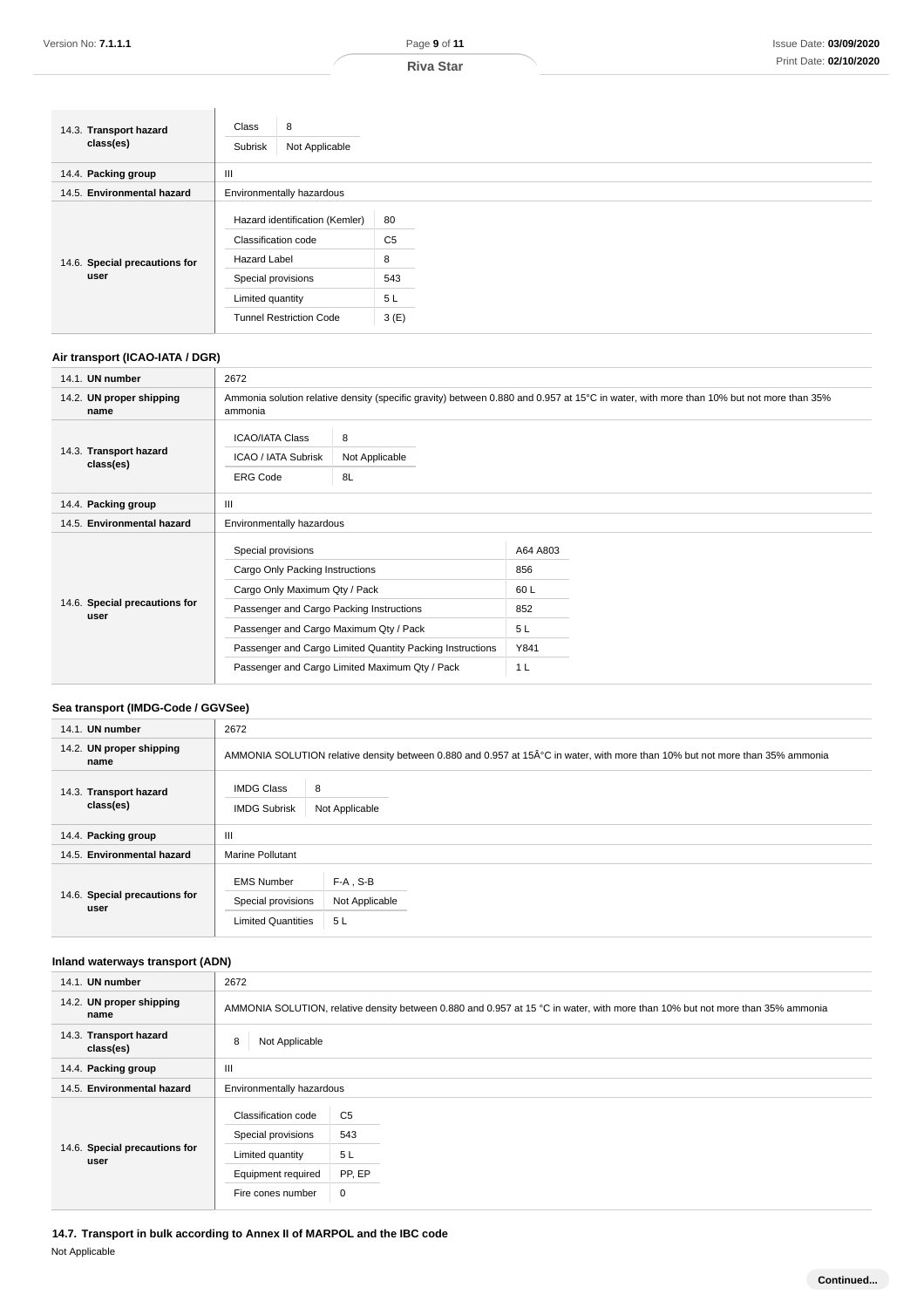| | |
|---|---|
| 14.3. **Transport hazard class(es)** | Class: 8<br>Subrisk: Not Applicable |
| 14.4. **Packing group** | III |
| 14.5. **Environmental hazard** | Environmentally hazardous |
| 14.6. **Special precautions for user** | Hazard identification (Kemler): 80<br>Classification code: C5<br>Hazard Label: 8<br>Special provisions: 543<br>Limited quantity: 5 L<br>Tunnel Restriction Code: 3 (E) |

### Air transport (ICAO-IATA / DGR)

| | |
|---|---|
| 14.1. **UN number** | 2672 |
| 14.2. **UN proper shipping name** | Ammonia solution relative density (specific gravity) between 0.880 and 0.957 at 15°C in water, with more than 10% but not more than 35% ammonia |
| 14.3. **Transport hazard class(es)** | ICAO/IATA Class: 8<br>ICAO / IATA Subrisk: Not Applicable<br>ERG Code: 8L |
| 14.4. **Packing group** | III |
| 14.5. **Environmental hazard** | Environmentally hazardous |
| 14.6. **Special precautions for user** | Special provisions: A64 A803<br>Cargo Only Packing Instructions: 856<br>Cargo Only Maximum Qty / Pack: 60 L<br>Passenger and Cargo Packing Instructions: 852<br>Passenger and Cargo Maximum Qty / Pack: 5 L<br>Passenger and Cargo Limited Quantity Packing Instructions: Y841<br>Passenger and Cargo Limited Maximum Qty / Pack: 1 L |

### Sea transport (IMDG-Code / GGVSee)

| | |
|---|---|
| 14.1. **UN number** | 2672 |
| 14.2. **UN proper shipping name** | AMMONIA SOLUTION relative density between 0.880 and 0.957 at 15Â°C in water, with more than 10% but not more than 35% ammonia |
| 14.3. **Transport hazard class(es)** | IMDG Class: 8<br>IMDG Subrisk: Not Applicable |
| 14.4. **Packing group** | III |
| 14.5. **Environmental hazard** | Marine Pollutant |
| 14.6. **Special precautions for user** | EMS Number: F-A , S-B<br>Special provisions: Not Applicable<br>Limited Quantities: 5 L |

### Inland waterways transport (ADN)

| | |
|---|---|
| 14.1. **UN number** | 2672 |
| 14.2. **UN proper shipping name** | AMMONIA SOLUTION, relative density between 0.880 and 0.957 at 15 °C in water, with more than 10% but not more than 35% ammonia |
| 14.3. **Transport hazard class(es)** | 8 Not Applicable |
| 14.4. **Packing group** | III |
| 14.5. **Environmental hazard** | Environmentally hazardous |
| 14.6. **Special precautions for user** | Classification code: C5<br>Special provisions: 543<br>Limited quantity: 5 L<br>Equipment required: PP, EP<br>Fire cones number: 0 |

**14.7. Transport in bulk according to Annex II of MARPOL and the IBC code**

Not Applicable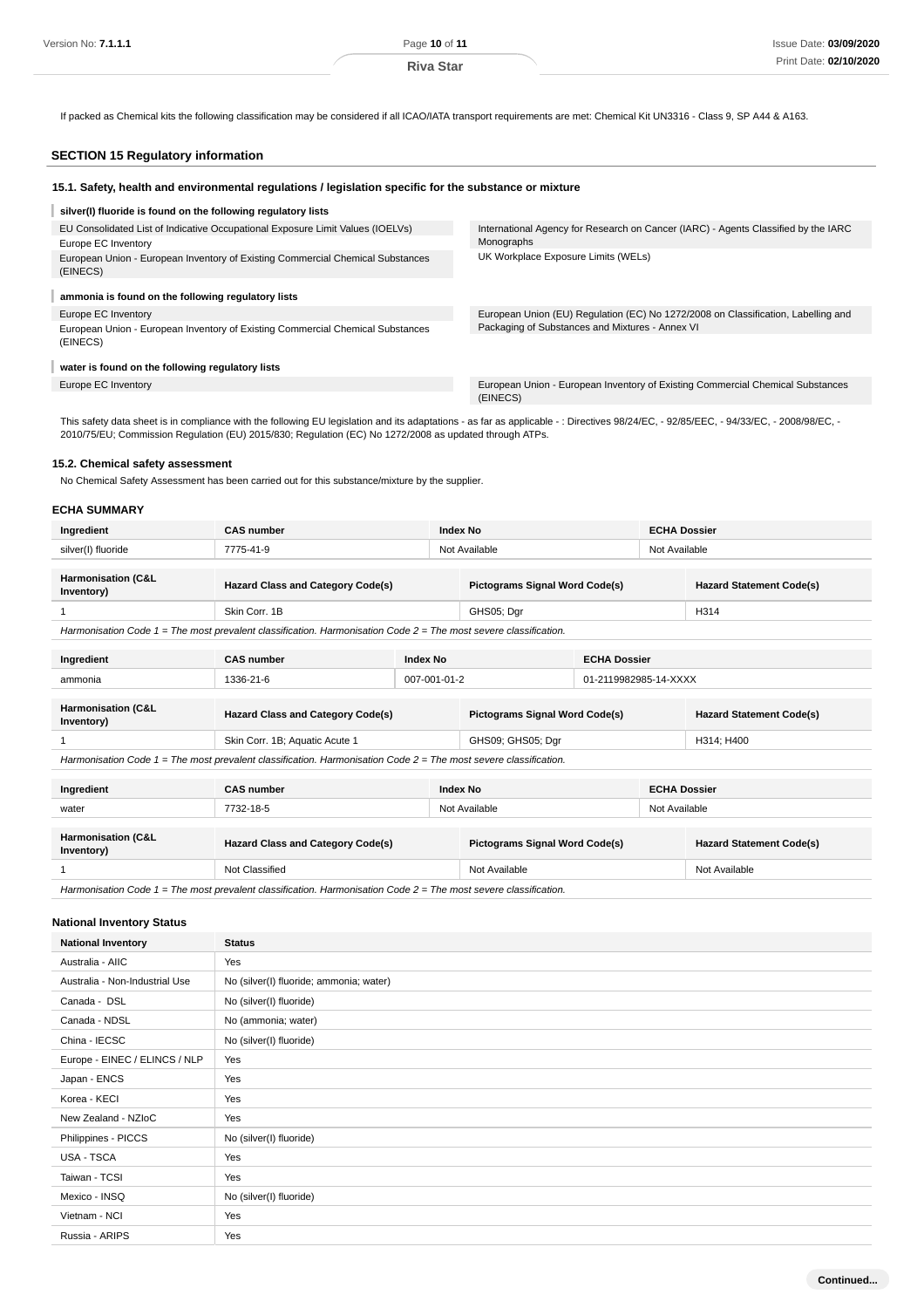If packed as Chemical kits the following classification may be considered if all ICAO/IATA transport requirements are met: Chemical Kit UN3316 - Class 9, SP A44 & A163.

## SECTION 15 Regulatory information

### 15.1. Safety, health and environmental regulations / legislation specific for the substance or mixture

**silver(I) fluoride is found on the following regulatory lists**

EU Consolidated List of Indicative Occupational Exposure Limit Values (IOELVs)
Europe EC Inventory
European Union - European Inventory of Existing Commercial Chemical Substances (EINECS)
International Agency for Research on Cancer (IARC) - Agents Classified by the IARC Monographs
UK Workplace Exposure Limits (WELs)

**ammonia is found on the following regulatory lists**

Europe EC Inventory
European Union - European Inventory of Existing Commercial Chemical Substances (EINECS)
European Union (EU) Regulation (EC) No 1272/2008 on Classification, Labelling and Packaging of Substances and Mixtures - Annex VI

**water is found on the following regulatory lists**

Europe EC Inventory
European Union - European Inventory of Existing Commercial Chemical Substances (EINECS)

This safety data sheet is in compliance with the following EU legislation and its adaptations - as far as applicable - : Directives 98/24/EC, - 92/85/EEC, - 94/33/EC, - 2008/98/EC, - 2010/75/EU; Commission Regulation (EU) 2015/830; Regulation (EC) No 1272/2008 as updated through ATPs.

### 15.2. Chemical safety assessment

No Chemical Safety Assessment has been carried out for this substance/mixture by the supplier.

### ECHA SUMMARY

| Ingredient | CAS number | Index No | ECHA Dossier |
|---|---|---|---|
| silver(I) fluoride | 7775-41-9 | Not Available | Not Available |

| Harmonisation (C&L Inventory) | Hazard Class and Category Code(s) | Pictograms Signal Word Code(s) | Hazard Statement Code(s) |
|---|---|---|---|
| 1 | Skin Corr. 1B | GHS05; Dgr | H314 |

*Harmonisation Code 1 = The most prevalent classification. Harmonisation Code 2 = The most severe classification.*

| Ingredient | CAS number | Index No | ECHA Dossier |
|---|---|---|---|
| ammonia | 1336-21-6 | 007-001-01-2 | 01-2119982985-14-XXXX |

| Harmonisation (C&L Inventory) | Hazard Class and Category Code(s) | Pictograms Signal Word Code(s) | Hazard Statement Code(s) |
|---|---|---|---|
| 1 | Skin Corr. 1B; Aquatic Acute 1 | GHS09; GHS05; Dgr | H314; H400 |

*Harmonisation Code 1 = The most prevalent classification. Harmonisation Code 2 = The most severe classification.*

| Ingredient | CAS number | Index No | ECHA Dossier |
|---|---|---|---|
| water | 7732-18-5 | Not Available | Not Available |

| Harmonisation (C&L Inventory) | Hazard Class and Category Code(s) | Pictograms Signal Word Code(s) | Hazard Statement Code(s) |
|---|---|---|---|
| 1 | Not Classified | Not Available | Not Available |

*Harmonisation Code 1 = The most prevalent classification. Harmonisation Code 2 = The most severe classification.*

### National Inventory Status

| National Inventory | Status |
|---|---|
| Australia - AIIC | Yes |
| Australia - Non-Industrial Use | No (silver(I) fluoride; ammonia; water) |
| Canada - DSL | No (silver(I) fluoride) |
| Canada - NDSL | No (ammonia; water) |
| China - IECSC | No (silver(I) fluoride) |
| Europe - EINEC / ELINCS / NLP | Yes |
| Japan - ENCS | Yes |
| Korea - KECI | Yes |
| New Zealand - NZIoC | Yes |
| Philippines - PICCS | No (silver(I) fluoride) |
| USA - TSCA | Yes |
| Taiwan - TCSI | Yes |
| Mexico - INSQ | No (silver(I) fluoride) |
| Vietnam - NCI | Yes |
| Russia - ARIPS | Yes |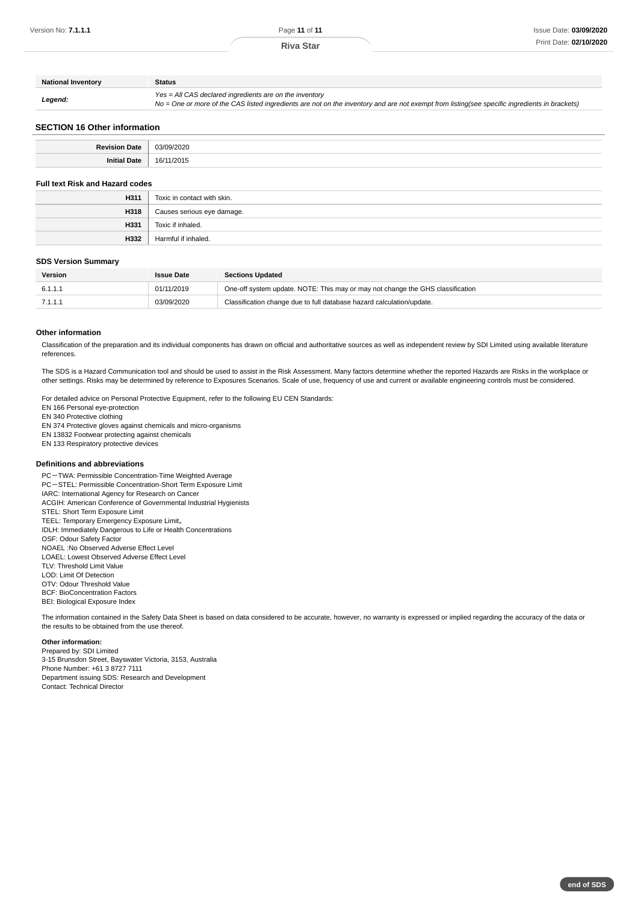| National Inventory | Status |
|---|---|
| ***Legend:*** | *Yes = All CAS declared ingredients are on the inventory*<br>*No = One or more of the CAS listed ingredients are not on the inventory and are not exempt from listing(see specific ingredients in brackets)* |

## SECTION 16 Other information

| | |
|---|---|
| **Revision Date** | 03/09/2020 |
| **Initial Date** | 16/11/2015 |

### Full text Risk and Hazard codes

| | |
|---|---|
| **H311** | Toxic in contact with skin. |
| **H318** | Causes serious eye damage. |
| **H331** | Toxic if inhaled. |
| **H332** | Harmful if inhaled. |

### SDS Version Summary

| Version | Issue Date | Sections Updated |
|---|---|---|
| 6.1.1.1 | 01/11/2019 | One-off system update. NOTE: This may or may not change the GHS classification |
| 7.1.1.1 | 03/09/2020 | Classification change due to full database hazard calculation/update. |

### Other information

Classification of the preparation and its individual components has drawn on official and authoritative sources as well as independent review by SDI Limited using available literature references.

The SDS is a Hazard Communication tool and should be used to assist in the Risk Assessment. Many factors determine whether the reported Hazards are Risks in the workplace or other settings. Risks may be determined by reference to Exposures Scenarios. Scale of use, frequency of use and current or available engineering controls must be considered.

For detailed advice on Personal Protective Equipment, refer to the following EU CEN Standards:
EN 166 Personal eye-protection
EN 340 Protective clothing
EN 374 Protective gloves against chemicals and micro-organisms
EN 13832 Footwear protecting against chemicals
EN 133 Respiratory protective devices

### Definitions and abbreviations

PC－TWA: Permissible Concentration-Time Weighted Average
PC－STEL: Permissible Concentration-Short Term Exposure Limit
IARC: International Agency for Research on Cancer
ACGIH: American Conference of Governmental Industrial Hygienists
STEL: Short Term Exposure Limit
TEEL: Temporary Emergency Exposure Limit。
IDLH: Immediately Dangerous to Life or Health Concentrations
OSF: Odour Safety Factor
NOAEL :No Observed Adverse Effect Level
LOAEL: Lowest Observed Adverse Effect Level
TLV: Threshold Limit Value
LOD: Limit Of Detection
OTV: Odour Threshold Value
BCF: BioConcentration Factors
BEI: Biological Exposure Index

The information contained in the Safety Data Sheet is based on data considered to be accurate, however, no warranty is expressed or implied regarding the accuracy of the data or the results to be obtained from the use thereof.

**Other information:**
Prepared by: SDI Limited
3-15 Brunsdon Street, Bayswater Victoria, 3153, Australia
Phone Number: +61 3 8727 7111
Department issuing SDS: Research and Development
Contact: Technical Director

**end of SDS**